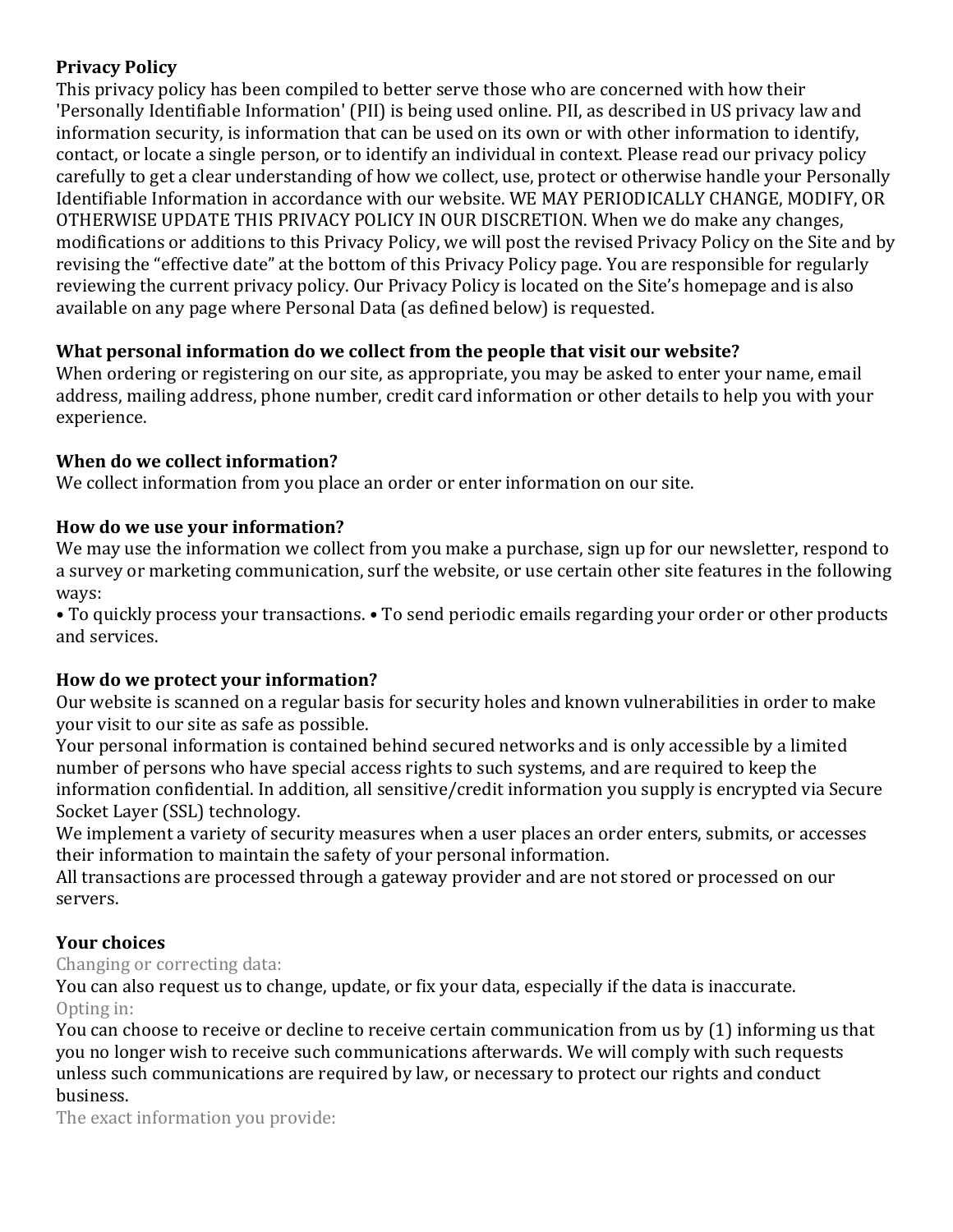**Privacy Policy**

This privacy policy has been compiled to better serve those who are concerned with how their 'Personally Identifiable Information' (PII) is being used online. PII, as described in US privacy law and information security, is information that can be used on its own or with other information to identify, contact, or locate a single person, or to identify an individual in context. Please read our privacy policy carefully to get a clear understanding of how we collect, use, protect or otherwise handle your Personally Identifiable Information in accordance with our website. WE MAY PERIODICALLY CHANGE, MODIFY, OR OTHERWISE UPDATE THIS PRIVACY POLICY IN OUR DISCRETION. When we do make any changes, modifications or additions to this Privacy Policy, we will post the revised Privacy Policy on the Site and by revising the "effective date" at the bottom of this Privacy Policy page. You are responsible for regularly reviewing the current privacy policy. Our Privacy Policy is located on the Site's homepage and is also available on any page where Personal Data (as defined below) is requested.

**What personal information do we collect from the people that visit our website?**

When ordering or registering on our site, as appropriate, you may be asked to enter your name, email address, mailing address, phone number, credit card information or other details to help you with your experience.

**When do we collect information?**

We collect information from you place an order or enter information on our site.

**How do we use your information?**

We may use the information we collect from you make a purchase, sign up for our newsletter, respond to a survey or marketing communication, surf the website, or use certain other site features in the following ways:

• To quickly process your transactions. • To send periodic emails regarding your order or other products and services.

**How do we protect your information?**

Our website is scanned on a regular basis for security holes and known vulnerabilities in order to make your visit to our site as safe as possible.

Your personal information is contained behind secured networks and is only accessible by a limited number of persons who have special access rights to such systems, and are required to keep the information confidential. In addition, all sensitive/credit information you supply is encrypted via Secure Socket Layer (SSL) technology.

We implement a variety of security measures when a user places an order enters, submits, or accesses their information to maintain the safety of your personal information.

All transactions are processed through a gateway provider and are not stored or processed on our servers.

**Your choices**

Changing or correcting data:

You can also request us to change, update, or fix your data, especially if the data is inaccurate.

Opting in:

You can choose to receive or decline to receive certain communication from us by (1) informing us that you no longer wish to receive such communications afterwards. We will comply with such requests unless such communications are required by law, or necessary to protect our rights and conduct business.

The exact information you provide: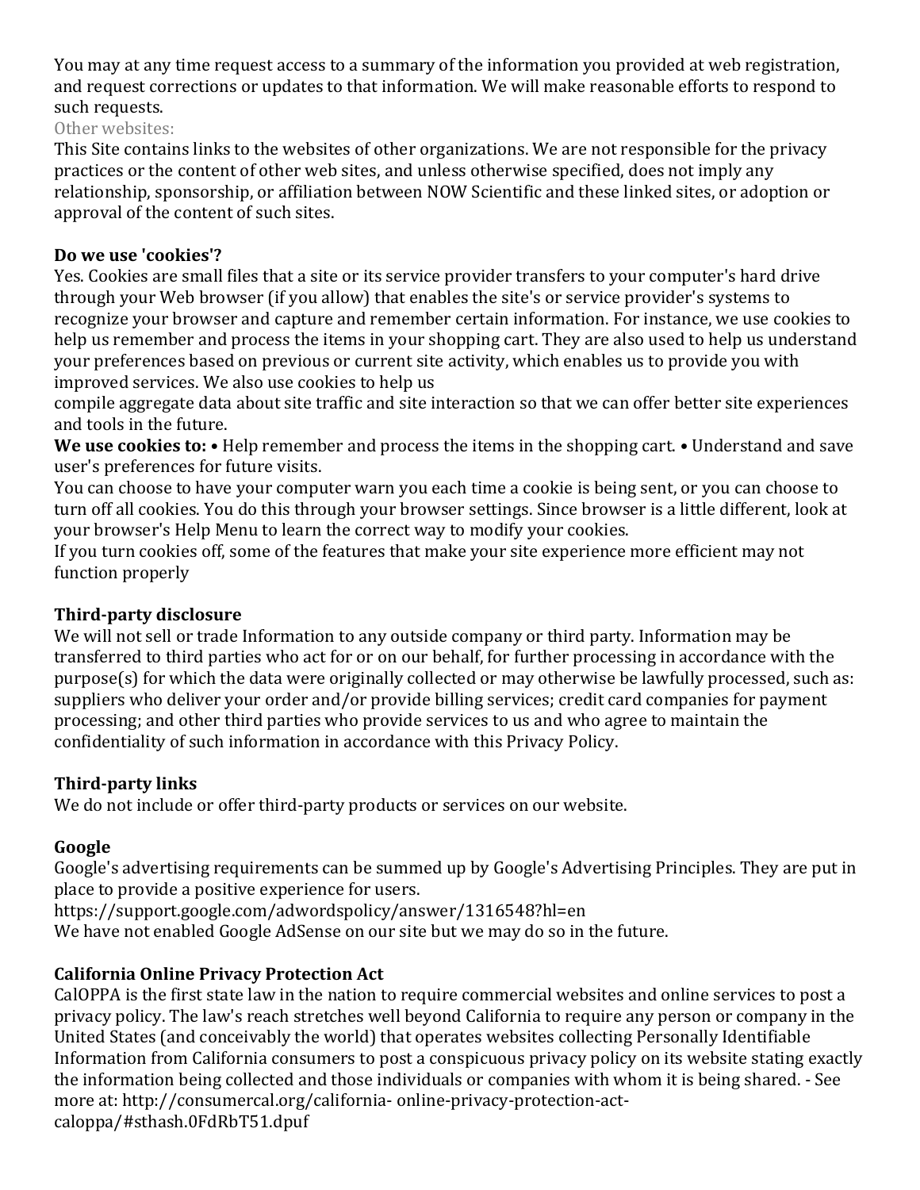You may at any time request access to a summary of the information you provided at web registration, and request corrections or updates to that information. We will make reasonable efforts to respond to such requests.

Other websites:

This Site contains links to the websites of other organizations. We are not responsible for the privacy practices or the content of other web sites, and unless otherwise specified, does not imply any relationship, sponsorship, or affiliation between NOW Scientific and these linked sites, or adoption or approval of the content of such sites.

**Do we use 'cookies'?**

Yes. Cookies are small files that a site or its service provider transfers to your computer's hard drive through your Web browser (if you allow) that enables the site's or service provider's systems to recognize your browser and capture and remember certain information. For instance, we use cookies to help us remember and process the items in your shopping cart. They are also used to help us understand your preferences based on previous or current site activity, which enables us to provide you with improved services. We also use cookies to help us compile aggregate data about site traffic and site interaction so that we can offer better site experiences and tools in the future.

**We use cookies to:** • Help remember and process the items in the shopping cart. • Understand and save user's preferences for future visits.

You can choose to have your computer warn you each time a cookie is being sent, or you can choose to turn off all cookies. You do this through your browser settings. Since browser is a little different, look at your browser's Help Menu to learn the correct way to modify your cookies.

If you turn cookies off, some of the features that make your site experience more efficient may not function properly

**Third-party disclosure**

We will not sell or trade Information to any outside company or third party. Information may be transferred to third parties who act for or on our behalf, for further processing in accordance with the purpose(s) for which the data were originally collected or may otherwise be lawfully processed, such as: suppliers who deliver your order and/or provide billing services; credit card companies for payment processing; and other third parties who provide services to us and who agree to maintain the confidentiality of such information in accordance with this Privacy Policy.

**Third-party links**

We do not include or offer third-party products or services on our website.

**Google**

Google's advertising requirements can be summed up by Google's Advertising Principles. They are put in place to provide a positive experience for users.

https://support.google.com/adwordspolicy/answer/1316548?hl=en

We have not enabled Google AdSense on our site but we may do so in the future.

**California Online Privacy Protection Act**

CalOPPA is the first state law in the nation to require commercial websites and online services to post a privacy policy. The law's reach stretches well beyond California to require any person or company in the United States (and conceivably the world) that operates websites collecting Personally Identifiable Information from California consumers to post a conspicuous privacy policy on its website stating exactly the information being collected and those individuals or companies with whom it is being shared. - See more at: http://consumercal.org/california- online-privacy-protection-act-caloppa/#sthash.0FdRbT51.dpuf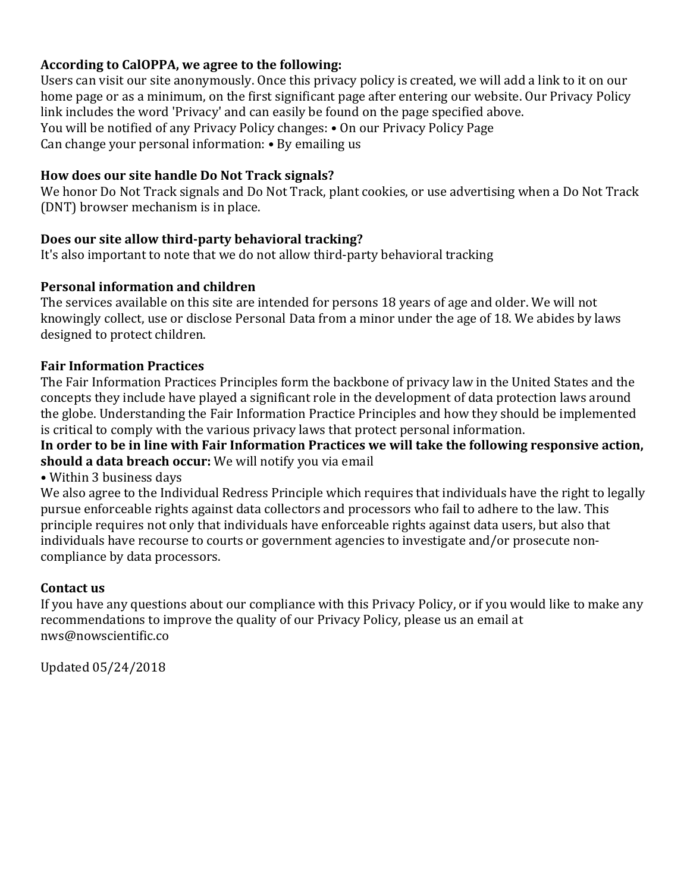**According to CalOPPA, we agree to the following:**

Users can visit our site anonymously. Once this privacy policy is created, we will add a link to it on our home page or as a minimum, on the first significant page after entering our website. Our Privacy Policy link includes the word 'Privacy' and can easily be found on the page specified above.
You will be notified of any Privacy Policy changes: • On our Privacy Policy Page
Can change your personal information: • By emailing us

**How does our site handle Do Not Track signals?**

We honor Do Not Track signals and Do Not Track, plant cookies, or use advertising when a Do Not Track (DNT) browser mechanism is in place.

**Does our site allow third-party behavioral tracking?**

It's also important to note that we do not allow third-party behavioral tracking

**Personal information and children**

The services available on this site are intended for persons 18 years of age and older. We will not knowingly collect, use or disclose Personal Data from a minor under the age of 18. We abides by laws designed to protect children.

**Fair Information Practices**

The Fair Information Practices Principles form the backbone of privacy law in the United States and the concepts they include have played a significant role in the development of data protection laws around the globe. Understanding the Fair Information Practice Principles and how they should be implemented is critical to comply with the various privacy laws that protect personal information.
**In order to be in line with Fair Information Practices we will take the following responsive action, should a data breach occur:** We will notify you via email
• Within 3 business days
We also agree to the Individual Redress Principle which requires that individuals have the right to legally pursue enforceable rights against data collectors and processors who fail to adhere to the law. This principle requires not only that individuals have enforceable rights against data users, but also that individuals have recourse to courts or government agencies to investigate and/or prosecute non-compliance by data processors.

**Contact us**

If you have any questions about our compliance with this Privacy Policy, or if you would like to make any recommendations to improve the quality of our Privacy Policy, please us an email at nws@nowscientific.co

Updated 05/24/2018